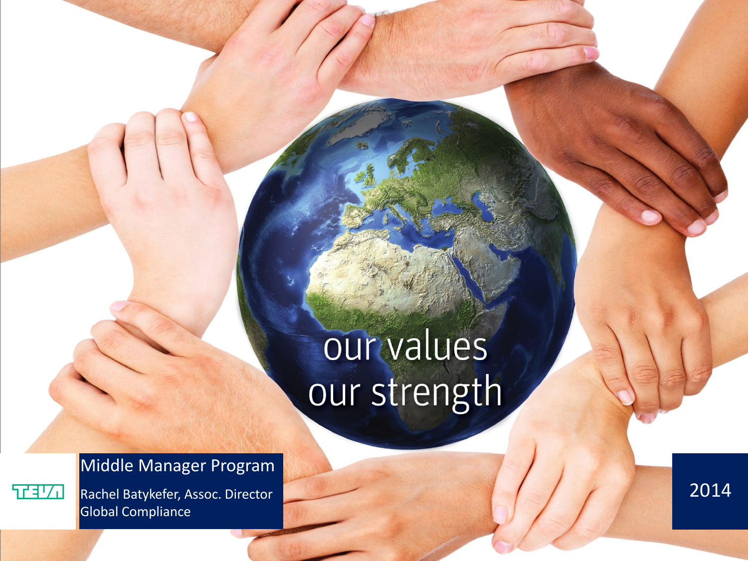# our values our strength

## Middle Manager Program

Rachel Batykefer, Assoc. Director
Global Compliance

TEVA

2014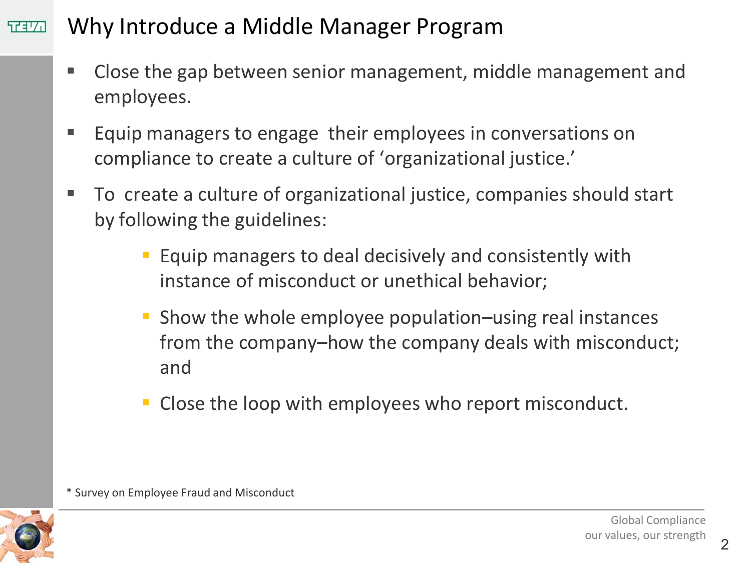# Why Introduce a Middle Manager Program

- Close the gap between senior management, middle management and employees.
- Equip managers to engage their employees in conversations on compliance to create a culture of 'organizational justice.'
- To create a culture of organizational justice, companies should start by following the guidelines:
    - Equip managers to deal decisively and consistently with instance of misconduct or unethical behavior;
    - Show the whole employee population–using real instances from the company–how the company deals with misconduct; and
    - Close the loop with employees who report misconduct.

* Survey on Employee Fraud and Misconduct

Global Compliance
our values, our strength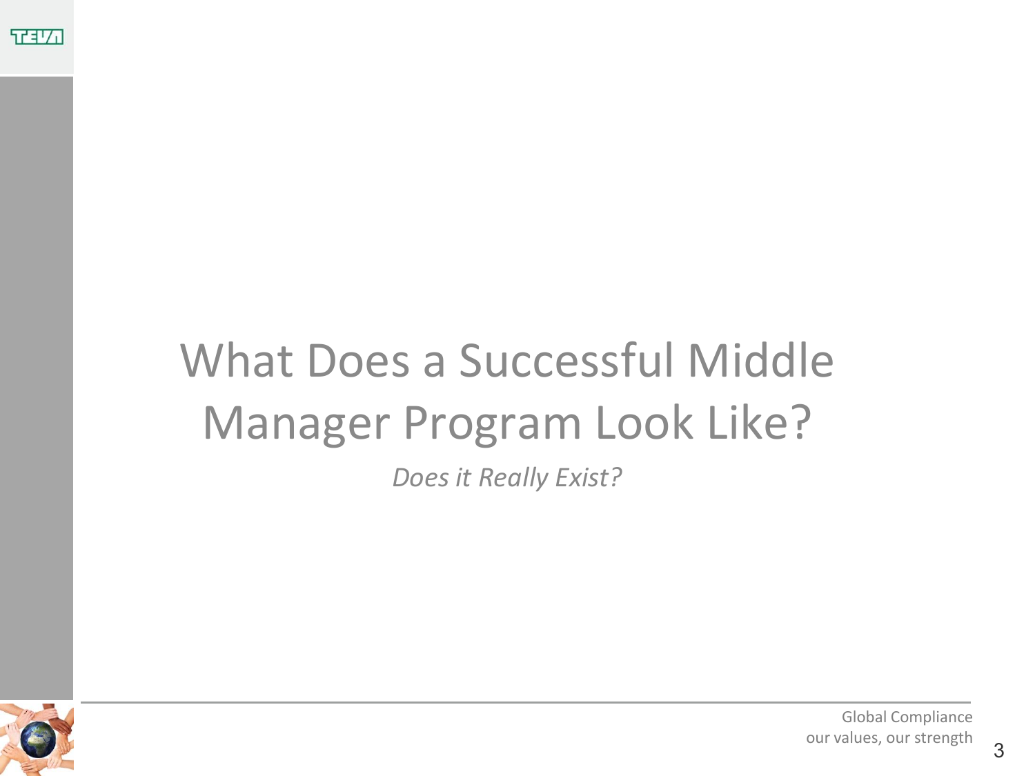# What Does a Successful Middle Manager Program Look Like?

*Does it Really Exist?*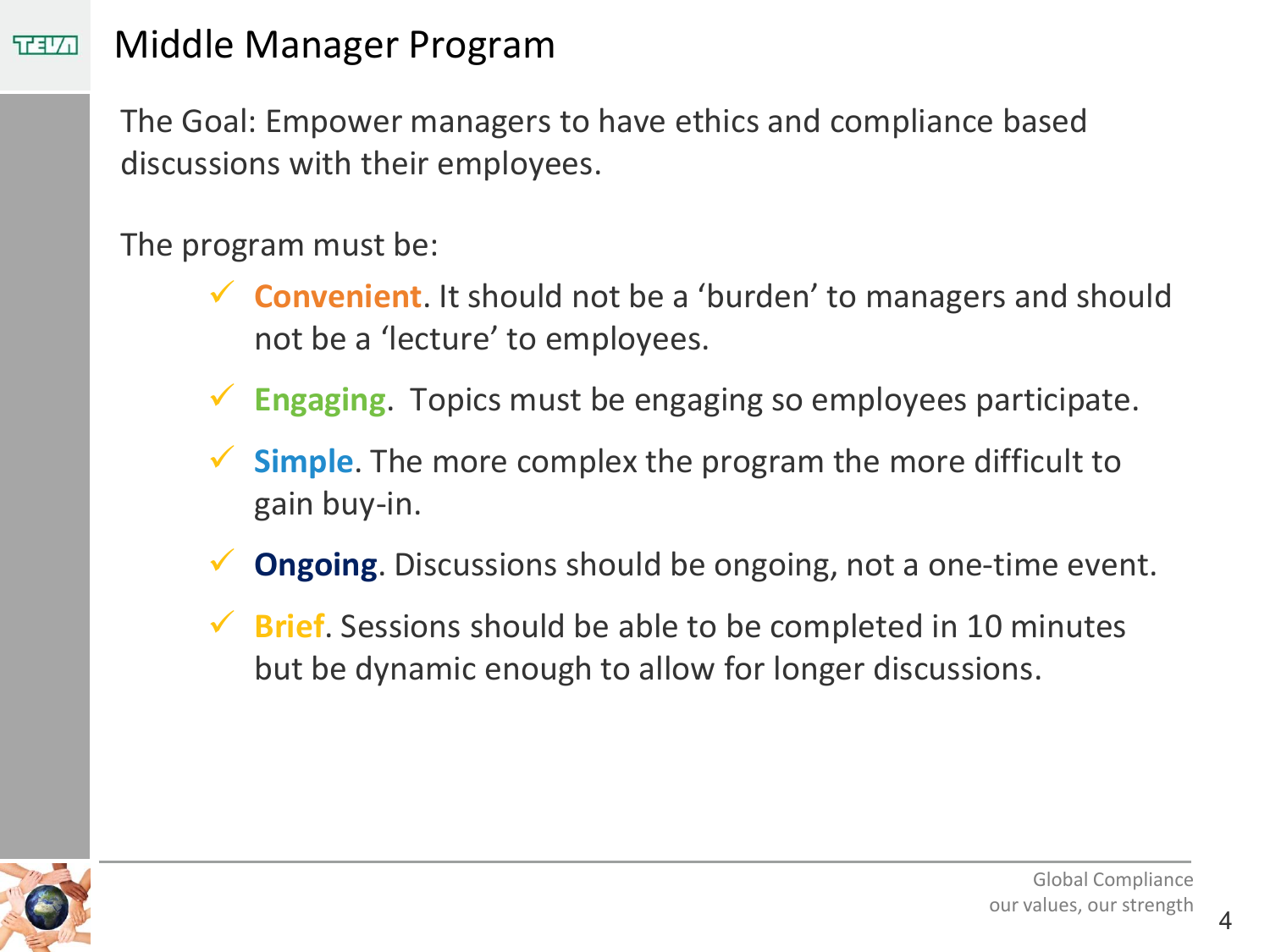# Middle Manager Program

The Goal: Empower managers to have ethics and compliance based discussions with their employees.

The program must be:

- ✓ **Convenient**. It should not be a 'burden' to managers and should not be a 'lecture' to employees.
- ✓ **Engaging**. Topics must be engaging so employees participate.
- ✓ **Simple**. The more complex the program the more difficult to gain buy-in.
- ✓ **Ongoing**. Discussions should be ongoing, not a one-time event.
- ✓ **Brief**. Sessions should be able to be completed in 10 minutes but be dynamic enough to allow for longer discussions.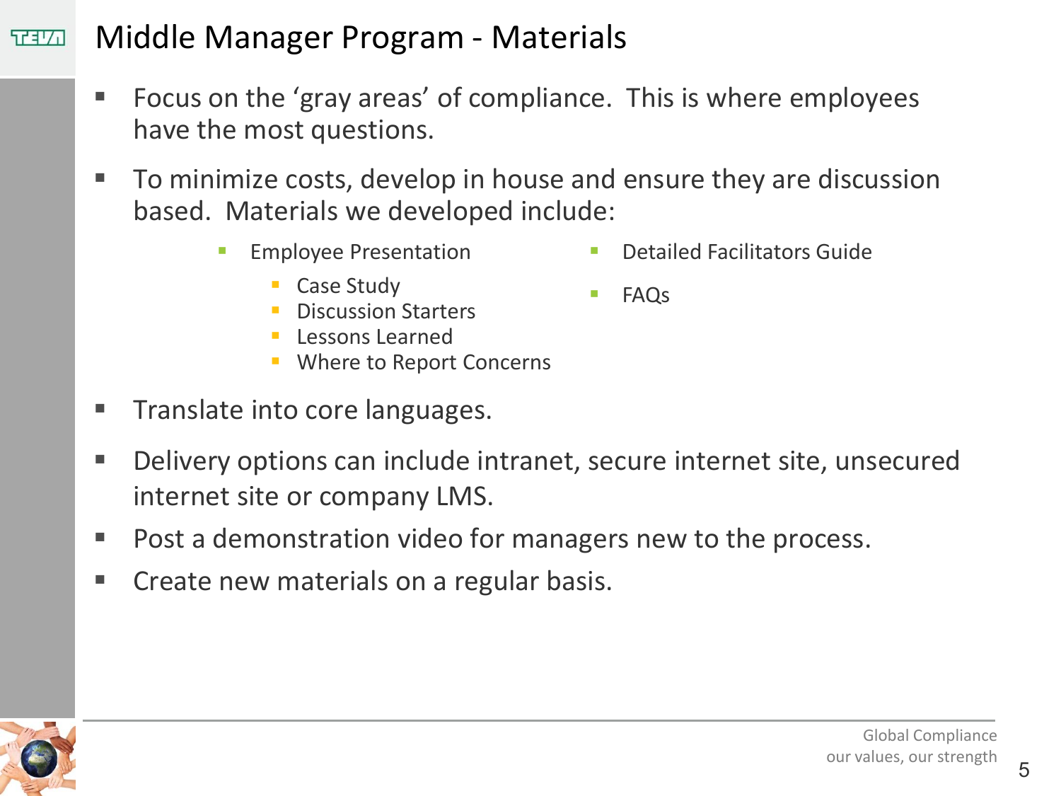# Middle Manager Program - Materials

- Focus on the 'gray areas' of compliance. This is where employees have the most questions.
- To minimize costs, develop in house and ensure they are discussion based. Materials we developed include:
  - Employee Presentation
    - Case Study
    - Discussion Starters
    - Lessons Learned
    - Where to Report Concerns
  - Detailed Facilitators Guide
  - FAQs
- Translate into core languages.
- Delivery options can include intranet, secure internet site, unsecured internet site or company LMS.
- Post a demonstration video for managers new to the process.
- Create new materials on a regular basis.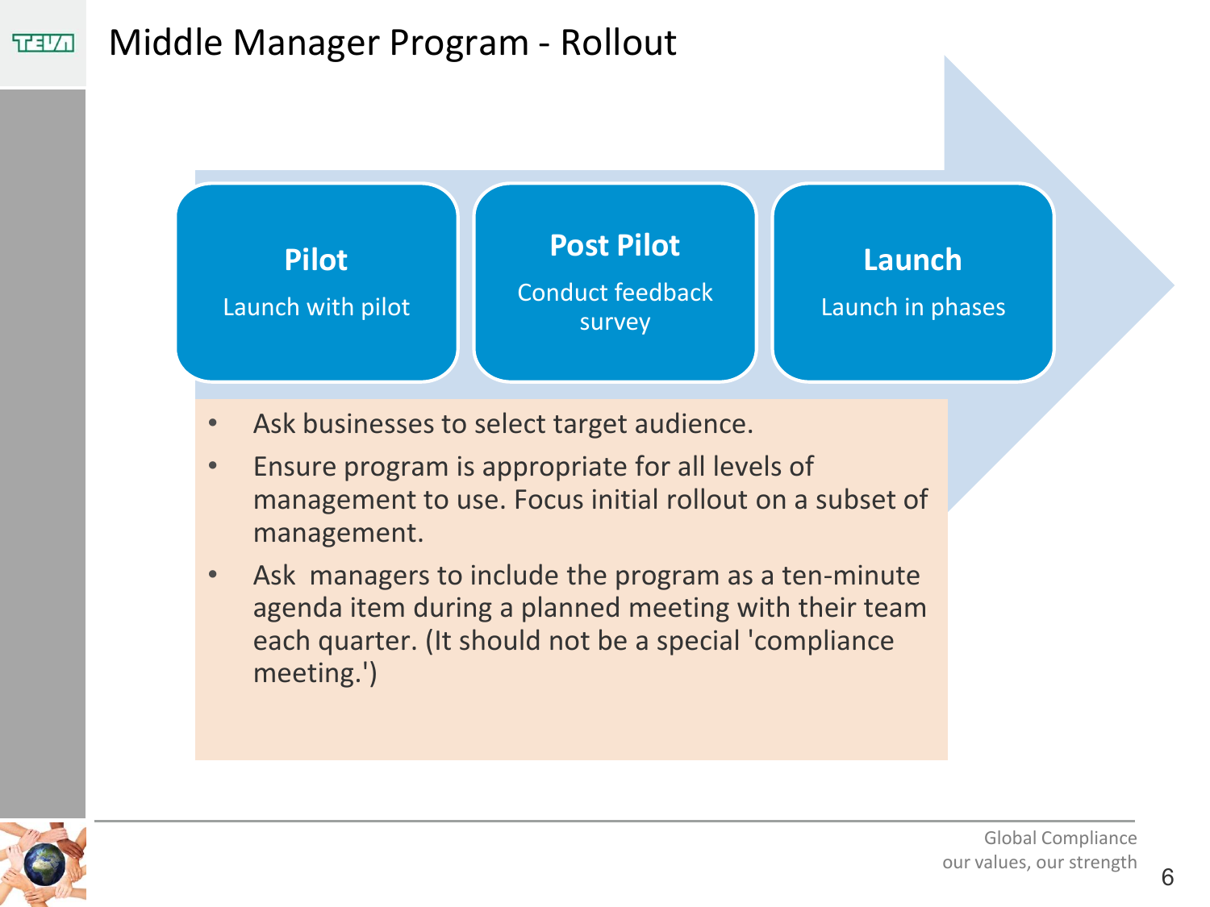# Middle Manager Program - Rollout

**Pilot**

Launch with pilot

**Post Pilot**

Conduct feedback survey

**Launch**

Launch in phases

- Ask businesses to select target audience.
- Ensure program is appropriate for all levels of management to use. Focus initial rollout on a subset of management.
- Ask managers to include the program as a ten-minute agenda item during a planned meeting with their team each quarter. (It should not be a special 'compliance meeting.')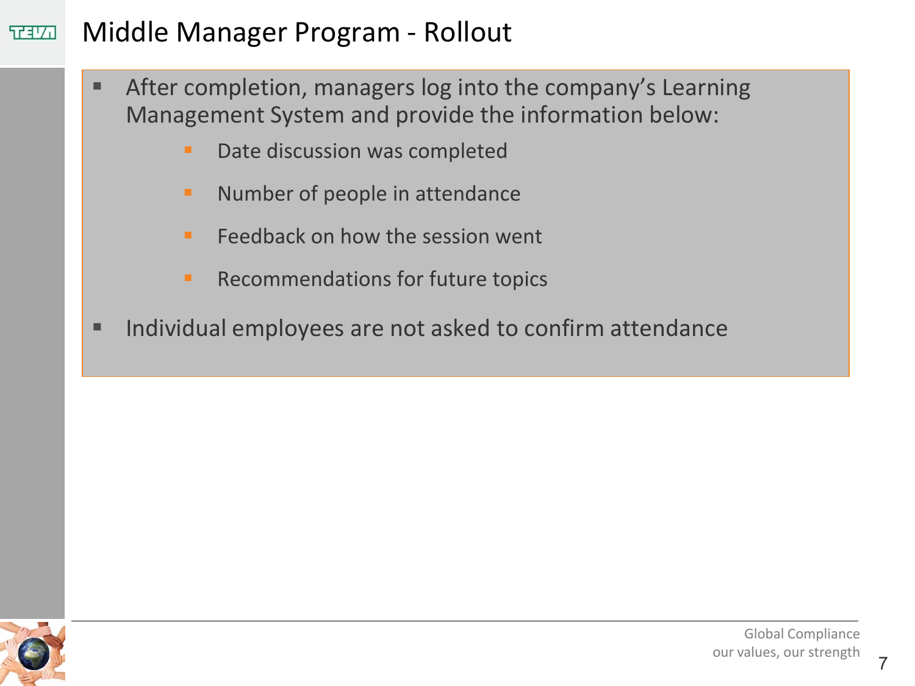# Middle Manager Program - Rollout

- After completion, managers log into the company's Learning Management System and provide the information below:
  - Date discussion was completed
  - Number of people in attendance
  - Feedback on how the session went
  - Recommendations for future topics
- Individual employees are not asked to confirm attendance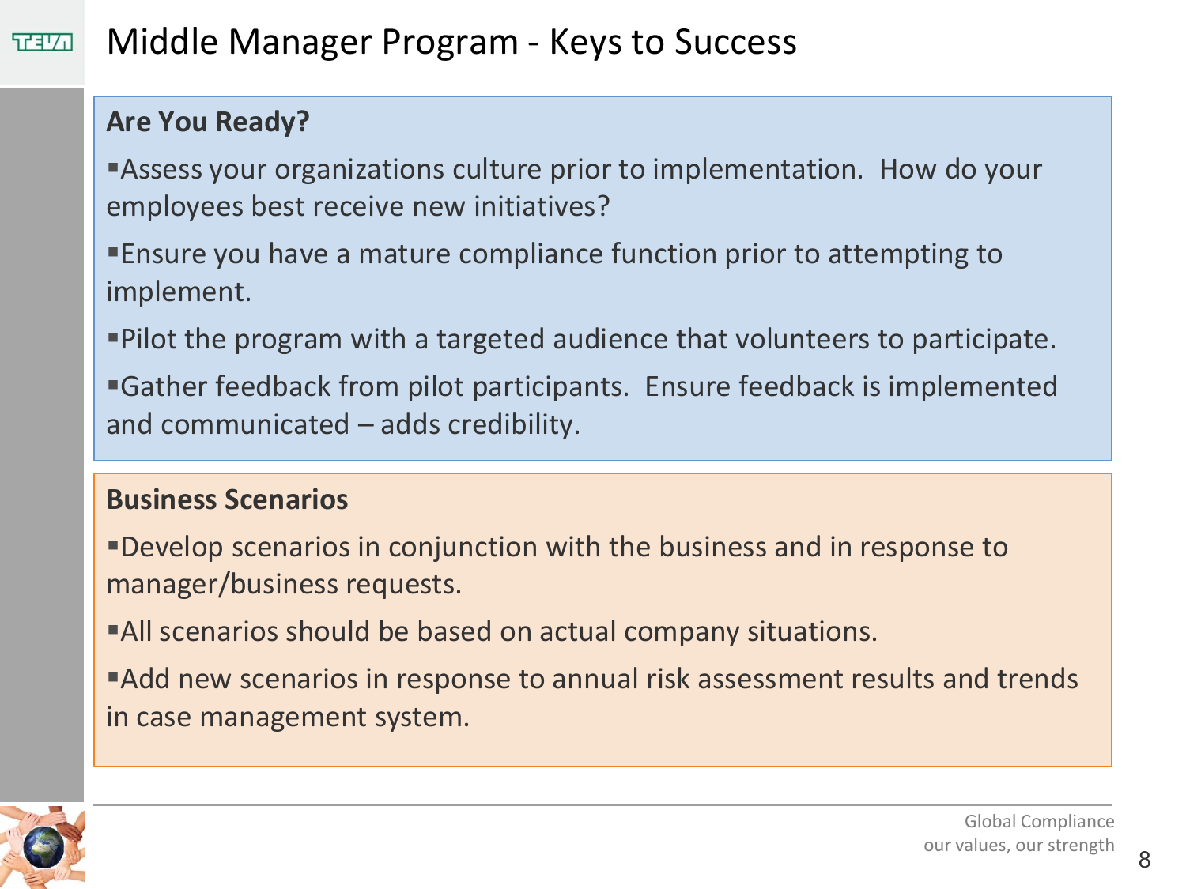# Middle Manager Program - Keys to Success

## Are You Ready?

- Assess your organizations culture prior to implementation. How do your employees best receive new initiatives?
- Ensure you have a mature compliance function prior to attempting to implement.
- Pilot the program with a targeted audience that volunteers to participate.
- Gather feedback from pilot participants. Ensure feedback is implemented and communicated – adds credibility.

## Business Scenarios

- Develop scenarios in conjunction with the business and in response to manager/business requests.
- All scenarios should be based on actual company situations.
- Add new scenarios in response to annual risk assessment results and trends in case management system.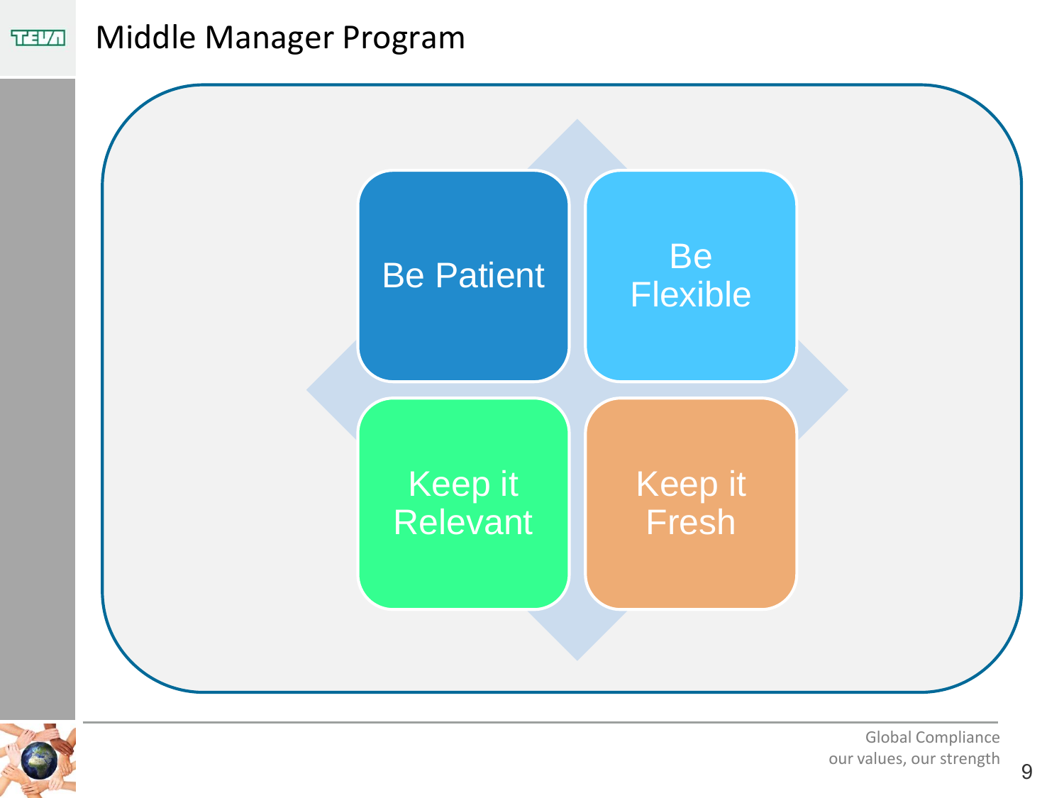# Middle Manager Program

- Be Patient
- Be Flexible
- Keep it Relevant
- Keep it Fresh